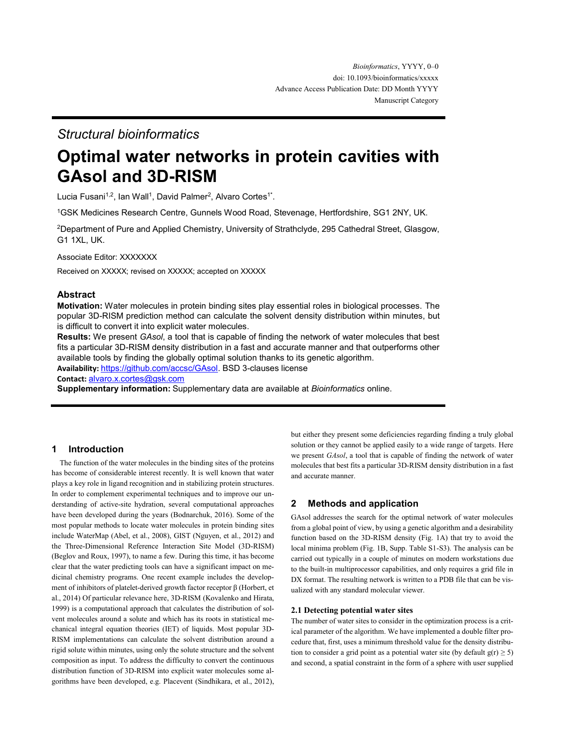*Structural bioinformatics*

# Optimal water networks in protein cavities with GAsol and 3D-RISM

Lucia Fusani[1,2], Ian Wall[1], David Palmer[2], Alvaro Cortes[1*].

[1]GSK Medicines Research Centre, Gunnels Wood Road, Stevenage, Hertfordshire, SG1 2NY, UK.

[2]Department of Pure and Applied Chemistry, University of Strathclyde, 295 Cathedral Street, Glasgow, G1 1XL, UK.

Associate Editor: XXXXXXX

Received on XXXXX; revised on XXXXX; accepted on XXXXX

## Abstract

**Motivation:** Water molecules in protein binding sites play essential roles in biological processes. The popular 3D-RISM prediction method can calculate the solvent density distribution within minutes, but is difficult to convert it into explicit water molecules.

**Results:** We present *GAsol*, a tool that is capable of finding the network of water molecules that best fits a particular 3D-RISM density distribution in a fast and accurate manner and that outperforms other available tools by finding the globally optimal solution thanks to its genetic algorithm.

**Availability:** https://github.com/accsc/GAsol. BSD 3-clauses license

**Contact:** alvaro.x.cortes@gsk.com

**Supplementary information:** Supplementary data are available at *Bioinformatics* online.

## 1 Introduction

The function of the water molecules in the binding sites of the proteins has become of considerable interest recently. It is well known that water plays a key role in ligand recognition and in stabilizing protein structures. In order to complement experimental techniques and to improve our understanding of active-site hydration, several computational approaches have been developed during the years (Bodnarchuk, 2016). Some of the most popular methods to locate water molecules in protein binding sites include WaterMap (Abel, et al., 2008), GIST (Nguyen, et al., 2012) and the Three-Dimensional Reference Interaction Site Model (3D-RISM) (Beglov and Roux, 1997), to name a few. During this time, it has become clear that the water predicting tools can have a significant impact on medicinal chemistry programs. One recent example includes the development of inhibitors of platelet-derived growth factor receptor β (Horbert, et al., 2014) Of particular relevance here, 3D-RISM (Kovalenko and Hirata, 1999) is a computational approach that calculates the distribution of solvent molecules around a solute and which has its roots in statistical mechanical integral equation theories (IET) of liquids. Most popular 3D-RISM implementations can calculate the solvent distribution around a rigid solute within minutes, using only the solute structure and the solvent composition as input. To address the difficulty to convert the continuous distribution function of 3D-RISM into explicit water molecules some algorithms have been developed, e.g. Placevent (Sindhikara, et al., 2012), but either they present some deficiencies regarding finding a truly global solution or they cannot be applied easily to a wide range of targets. Here we present *GAsol*, a tool that is capable of finding the network of water molecules that best fits a particular 3D-RISM density distribution in a fast and accurate manner.

## 2 Methods and application

GAsol addresses the search for the optimal network of water molecules from a global point of view, by using a genetic algorithm and a desirability function based on the 3D-RISM density (Fig. 1A) that try to avoid the local minima problem (Fig. 1B, Supp. Table S1-S3). The analysis can be carried out typically in a couple of minutes on modern workstations due to the built-in multiprocessor capabilities, and only requires a grid file in DX format. The resulting network is written to a PDB file that can be visualized with any standard molecular viewer.

### 2.1 Detecting potential water sites

The number of water sites to consider in the optimization process is a critical parameter of the algorithm. We have implemented a double filter procedure that, first, uses a minimum threshold value for the density distribution to consider a grid point as a potential water site (by default $g(r) \geq 5$) and second, a spatial constraint in the form of a sphere with user supplied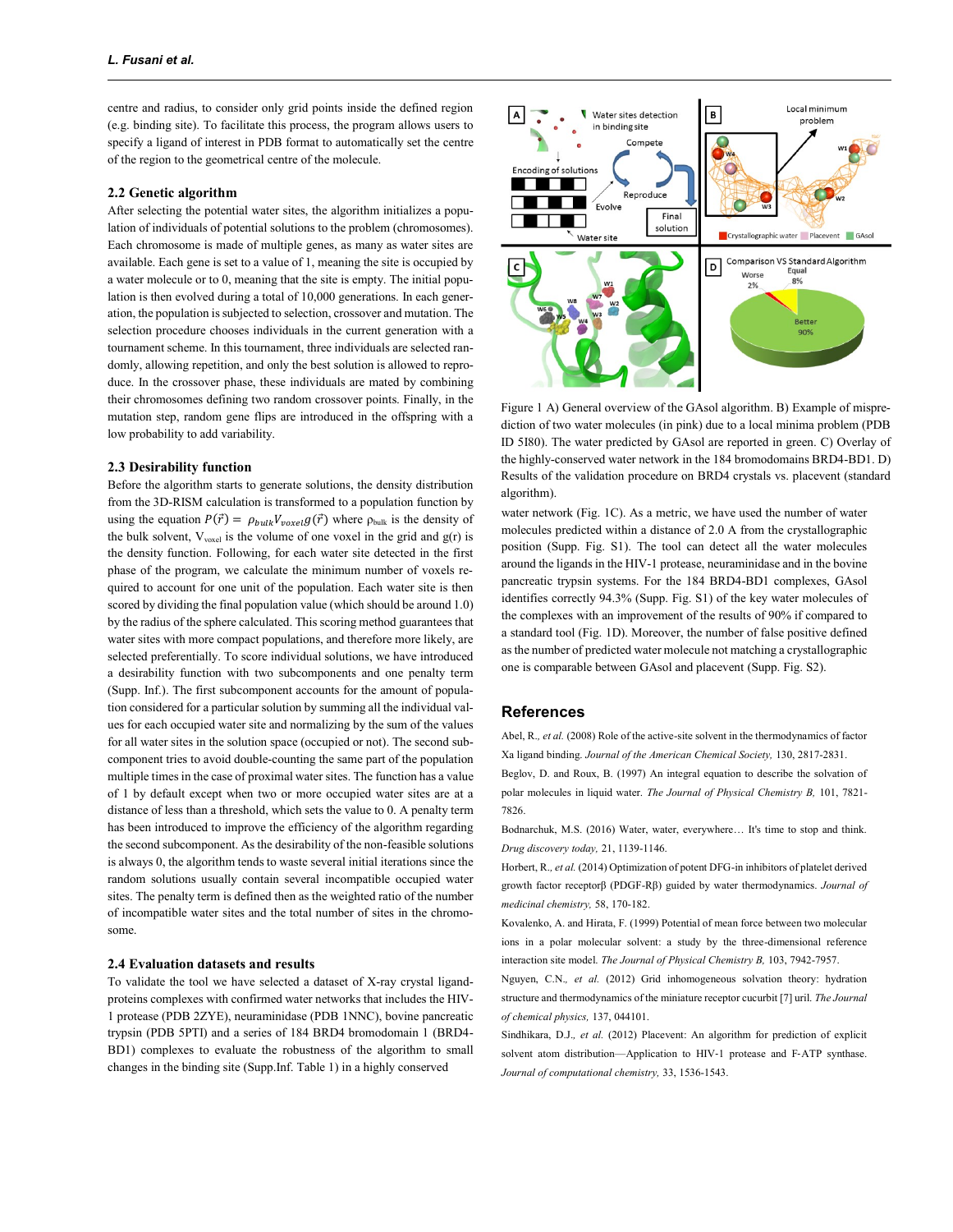centre and radius, to consider only grid points inside the defined region (e.g. binding site). To facilitate this process, the program allows users to specify a ligand of interest in PDB format to automatically set the centre of the region to the geometrical centre of the molecule.

## 2.2 Genetic algorithm

After selecting the potential water sites, the algorithm initializes a population of individuals of potential solutions to the problem (chromosomes). Each chromosome is made of multiple genes, as many as water sites are available. Each gene is set to a value of 1, meaning the site is occupied by a water molecule or to 0, meaning that the site is empty. The initial population is then evolved during a total of 10,000 generations. In each generation, the population is subjected to selection, crossover and mutation. The selection procedure chooses individuals in the current generation with a tournament scheme. In this tournament, three individuals are selected randomly, allowing repetition, and only the best solution is allowed to reproduce. In the crossover phase, these individuals are mated by combining their chromosomes defining two random crossover points. Finally, in the mutation step, random gene flips are introduced in the offspring with a low probability to add variability.

## 2.3 Desirability function

Before the algorithm starts to generate solutions, the density distribution from the 3D-RISM calculation is transformed to a population function by using the equation $P(\vec{r}) = \rho_{bulk} V_{voxel} g(\vec{r})$ where $\rho_{bulk}$ is the density of the bulk solvent, $V_{voxel}$ is the volume of one voxel in the grid and g(r) is the density function. Following, for each water site detected in the first phase of the program, we calculate the minimum number of voxels required to account for one unit of the population. Each water site is then scored by dividing the final population value (which should be around 1.0) by the radius of the sphere calculated. This scoring method guarantees that water sites with more compact populations, and therefore more likely, are selected preferentially. To score individual solutions, we have introduced a desirability function with two subcomponents and one penalty term (Supp. Inf.). The first subcomponent accounts for the amount of population considered for a particular solution by summing all the individual values for each occupied water site and normalizing by the sum of the values for all water sites in the solution space (occupied or not). The second subcomponent tries to avoid double-counting the same part of the population multiple times in the case of proximal water sites. The function has a value of 1 by default except when two or more occupied water sites are at a distance of less than a threshold, which sets the value to 0. A penalty term has been introduced to improve the efficiency of the algorithm regarding the second subcomponent. As the desirability of the non-feasible solutions is always 0, the algorithm tends to waste several initial iterations since the random solutions usually contain several incompatible occupied water sites. The penalty term is defined then as the weighted ratio of the number of incompatible water sites and the total number of sites in the chromosome.

## 2.4 Evaluation datasets and results

To validate the tool we have selected a dataset of X-ray crystal ligand-proteins complexes with confirmed water networks that includes the HIV-1 protease (PDB 2ZYE), neuraminidase (PDB 1NNC), bovine pancreatic trypsin (PDB 5PTI) and a series of 184 BRD4 bromodomain 1 (BRD4-BD1) complexes to evaluate the robustness of the algorithm to small changes in the binding site (Supp.Inf. Table 1) in a highly conserved water network (Fig. 1C). As a metric, we have used the number of water molecules predicted within a distance of 2.0 A from the crystallographic position (Supp. Fig. S1). The tool can detect all the water molecules around the ligands in the HIV-1 protease, neuraminidase and in the bovine pancreatic trypsin systems. For the 184 BRD4-BD1 complexes, GAsol identifies correctly 94.3% (Supp. Fig. S1) of the key water molecules of the complexes with an improvement of the results of 90% if compared to a standard tool (Fig. 1D). Moreover, the number of false positive defined as the number of predicted water molecule not matching a crystallographic one is comparable between GAsol and placevent (Supp. Fig. S2).

Figure 1 A) General overview of the GAsol algorithm. B) Example of misprediction of two water molecules (in pink) due to a local minima problem (PDB ID 5I80). The water predicted by GAsol are reported in green. C) Overlay of the highly-conserved water network in the 184 bromodomains BRD4-BD1. D) Results of the validation procedure on BRD4 crystals vs. placevent (standard algorithm).

## References

Abel, R., *et al.* (2008) Role of the active-site solvent in the thermodynamics of factor Xa ligand binding. *Journal of the American Chemical Society,* 130, 2817-2831.

Beglov, D. and Roux, B. (1997) An integral equation to describe the solvation of polar molecules in liquid water. *The Journal of Physical Chemistry B,* 101, 7821-7826.

Bodnarchuk, M.S. (2016) Water, water, everywhere… It's time to stop and think. *Drug discovery today,* 21, 1139-1146.

Horbert, R., *et al.* (2014) Optimization of potent DFG-in inhibitors of platelet derived growth factor receptorβ (PDGF-Rβ) guided by water thermodynamics. *Journal of medicinal chemistry,* 58, 170-182.

Kovalenko, A. and Hirata, F. (1999) Potential of mean force between two molecular ions in a polar molecular solvent: a study by the three-dimensional reference interaction site model. *The Journal of Physical Chemistry B,* 103, 7942-7957.

Nguyen, C.N., *et al.* (2012) Grid inhomogeneous solvation theory: hydration structure and thermodynamics of the miniature receptor cucurbit [7] uril. *The Journal of chemical physics,* 137, 044101.

Sindhikara, D.J., *et al.* (2012) Placevent: An algorithm for prediction of explicit solvent atom distribution—Application to HIV-1 protease and F-ATP synthase. *Journal of computational chemistry,* 33, 1536-1543.